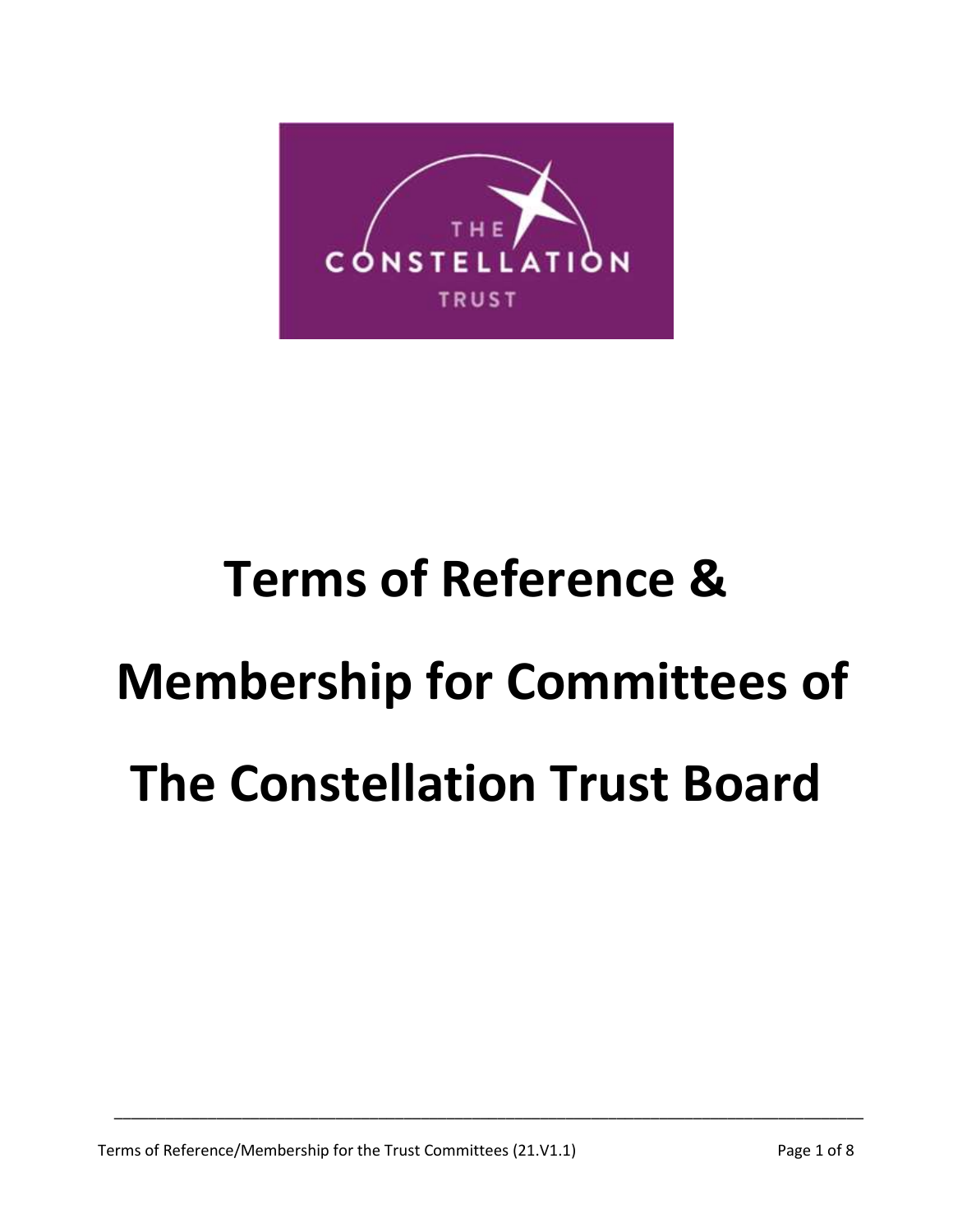# Terms of Reference & Membership for Committees of The Constellation Trust Board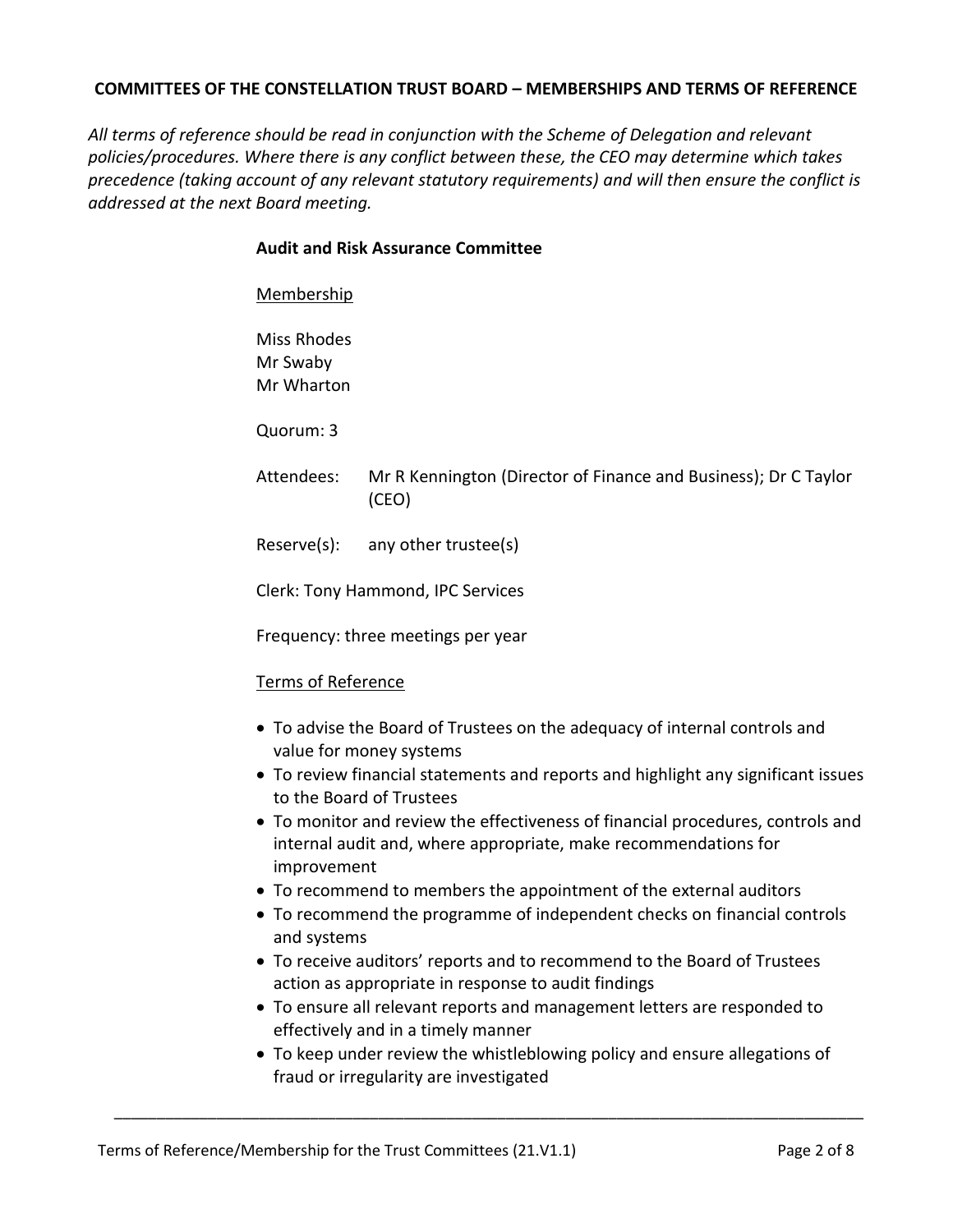**COMMITTEES OF THE CONSTELLATION TRUST BOARD – MEMBERSHIPS AND TERMS OF REFERENCE**

*All terms of reference should be read in conjunction with the Scheme of Delegation and relevant policies/procedures. Where there is any conflict between these, the CEO may determine which takes precedence (taking account of any relevant statutory requirements) and will then ensure the conflict is addressed at the next Board meeting.*

## Audit and Risk Assurance Committee

<u>Membership</u>

Miss Rhodes
Mr Swaby
Mr Wharton

Quorum: 3

Attendees: Mr R Kennington (Director of Finance and Business); Dr C Taylor (CEO)

Reserve(s): any other trustee(s)

Clerk: Tony Hammond, IPC Services

Frequency: three meetings per year

<u>Terms of Reference</u>

- To advise the Board of Trustees on the adequacy of internal controls and value for money systems
- To review financial statements and reports and highlight any significant issues to the Board of Trustees
- To monitor and review the effectiveness of financial procedures, controls and internal audit and, where appropriate, make recommendations for improvement
- To recommend to members the appointment of the external auditors
- To recommend the programme of independent checks on financial controls and systems
- To receive auditors' reports and to recommend to the Board of Trustees action as appropriate in response to audit findings
- To ensure all relevant reports and management letters are responded to effectively and in a timely manner
- To keep under review the whistleblowing policy and ensure allegations of fraud or irregularity are investigated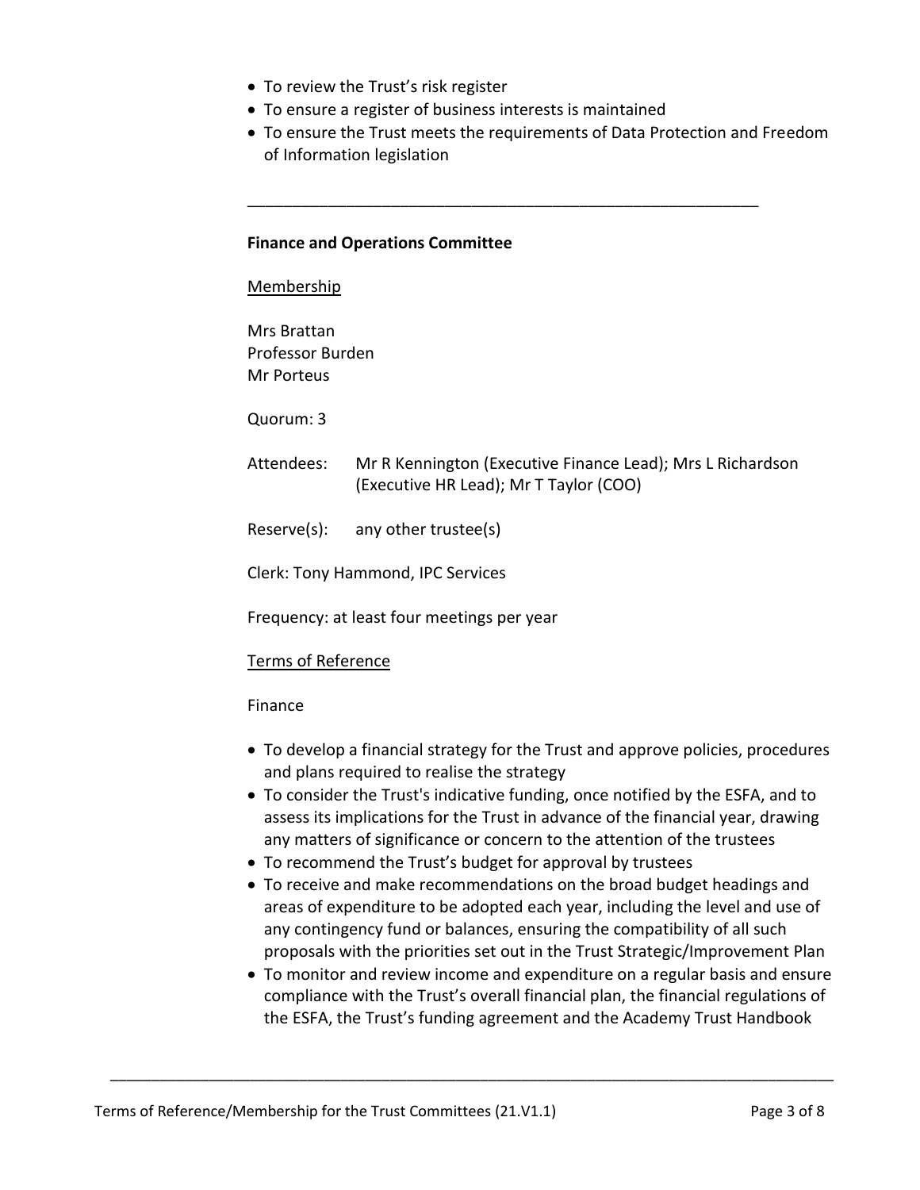- To review the Trust's risk register
- To ensure a register of business interests is maintained
- To ensure the Trust meets the requirements of Data Protection and Freedom of Information legislation

---

**Finance and Operations Committee**

Membership

Mrs Brattan
Professor Burden
Mr Porteus

Quorum: 3

Attendees: Mr R Kennington (Executive Finance Lead); Mrs L Richardson (Executive HR Lead); Mr T Taylor (COO)

Reserve(s): any other trustee(s)

Clerk: Tony Hammond, IPC Services

Frequency: at least four meetings per year

Terms of Reference

Finance

- To develop a financial strategy for the Trust and approve policies, procedures and plans required to realise the strategy
- To consider the Trust's indicative funding, once notified by the ESFA, and to assess its implications for the Trust in advance of the financial year, drawing any matters of significance or concern to the attention of the trustees
- To recommend the Trust's budget for approval by trustees
- To receive and make recommendations on the broad budget headings and areas of expenditure to be adopted each year, including the level and use of any contingency fund or balances, ensuring the compatibility of all such proposals with the priorities set out in the Trust Strategic/Improvement Plan
- To monitor and review income and expenditure on a regular basis and ensure compliance with the Trust's overall financial plan, the financial regulations of the ESFA, the Trust's funding agreement and the Academy Trust Handbook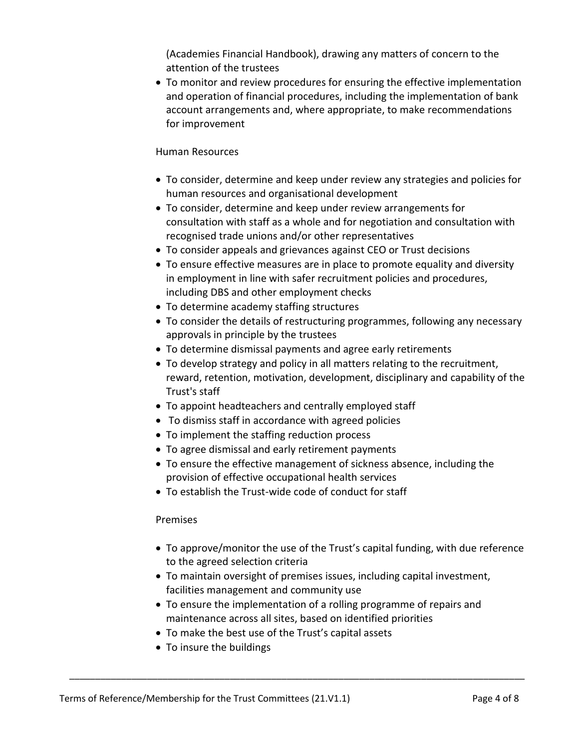(Academies Financial Handbook), drawing any matters of concern to the attention of the trustees

- To monitor and review procedures for ensuring the effective implementation and operation of financial procedures, including the implementation of bank account arrangements and, where appropriate, to make recommendations for improvement

Human Resources

- To consider, determine and keep under review any strategies and policies for human resources and organisational development
- To consider, determine and keep under review arrangements for consultation with staff as a whole and for negotiation and consultation with recognised trade unions and/or other representatives
- To consider appeals and grievances against CEO or Trust decisions
- To ensure effective measures are in place to promote equality and diversity in employment in line with safer recruitment policies and procedures, including DBS and other employment checks
- To determine academy staffing structures
- To consider the details of restructuring programmes, following any necessary approvals in principle by the trustees
- To determine dismissal payments and agree early retirements
- To develop strategy and policy in all matters relating to the recruitment, reward, retention, motivation, development, disciplinary and capability of the Trust's staff
- To appoint headteachers and centrally employed staff
- To dismiss staff in accordance with agreed policies
- To implement the staffing reduction process
- To agree dismissal and early retirement payments
- To ensure the effective management of sickness absence, including the provision of effective occupational health services
- To establish the Trust-wide code of conduct for staff

Premises

- To approve/monitor the use of the Trust's capital funding, with due reference to the agreed selection criteria
- To maintain oversight of premises issues, including capital investment, facilities management and community use
- To ensure the implementation of a rolling programme of repairs and maintenance across all sites, based on identified priorities
- To make the best use of the Trust's capital assets
- To insure the buildings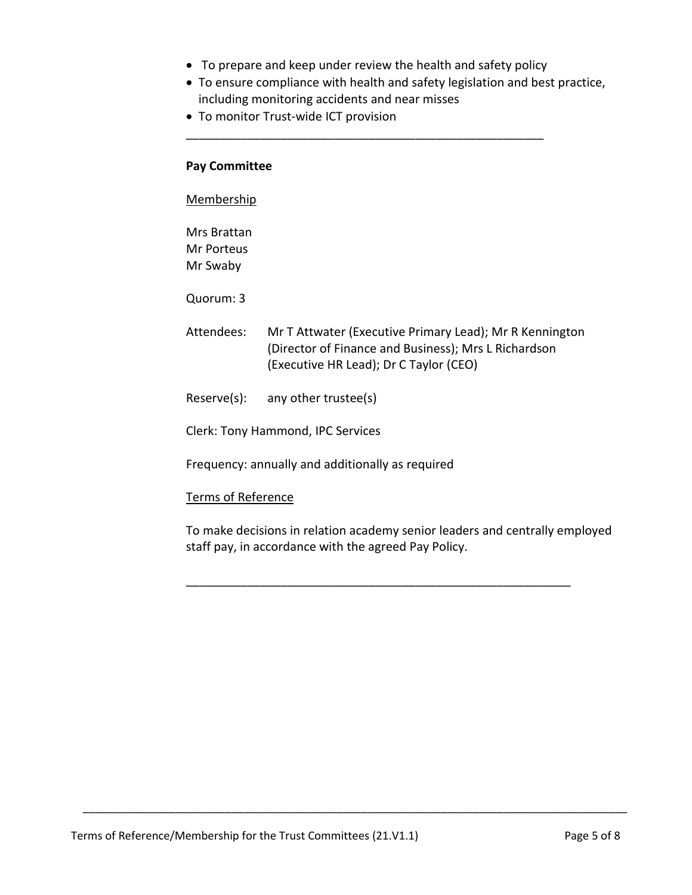- To prepare and keep under review the health and safety policy
- To ensure compliance with health and safety legislation and best practice, including monitoring accidents and near misses
- To monitor Trust-wide ICT provision

---

**Pay Committee**

Membership

Mrs Brattan
Mr Porteus
Mr Swaby

Quorum: 3

Attendees: Mr T Attwater (Executive Primary Lead); Mr R Kennington (Director of Finance and Business); Mrs L Richardson (Executive HR Lead); Dr C Taylor (CEO)

Reserve(s): any other trustee(s)

Clerk: Tony Hammond, IPC Services

Frequency: annually and additionally as required

Terms of Reference

To make decisions in relation academy senior leaders and centrally employed staff pay, in accordance with the agreed Pay Policy.

---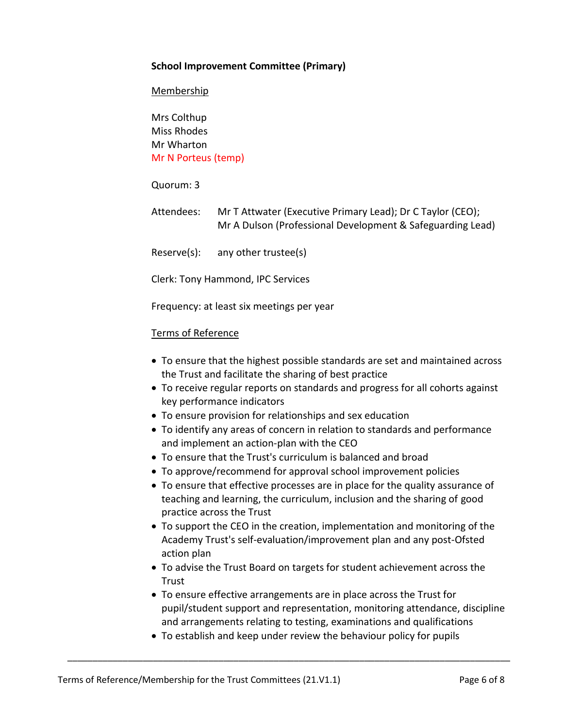**School Improvement Committee (Primary)**

Membership

Mrs Colthup
Miss Rhodes
Mr Wharton
Mr N Porteus (temp)

Quorum: 3

Attendees: Mr T Attwater (Executive Primary Lead); Dr C Taylor (CEO); Mr A Dulson (Professional Development & Safeguarding Lead)

Reserve(s): any other trustee(s)

Clerk: Tony Hammond, IPC Services

Frequency: at least six meetings per year

Terms of Reference

- To ensure that the highest possible standards are set and maintained across the Trust and facilitate the sharing of best practice
- To receive regular reports on standards and progress for all cohorts against key performance indicators
- To ensure provision for relationships and sex education
- To identify any areas of concern in relation to standards and performance and implement an action-plan with the CEO
- To ensure that the Trust's curriculum is balanced and broad
- To approve/recommend for approval school improvement policies
- To ensure that effective processes are in place for the quality assurance of teaching and learning, the curriculum, inclusion and the sharing of good practice across the Trust
- To support the CEO in the creation, implementation and monitoring of the Academy Trust's self-evaluation/improvement plan and any post-Ofsted action plan
- To advise the Trust Board on targets for student achievement across the Trust
- To ensure effective arrangements are in place across the Trust for pupil/student support and representation, monitoring attendance, discipline and arrangements relating to testing, examinations and qualifications
- To establish and keep under review the behaviour policy for pupils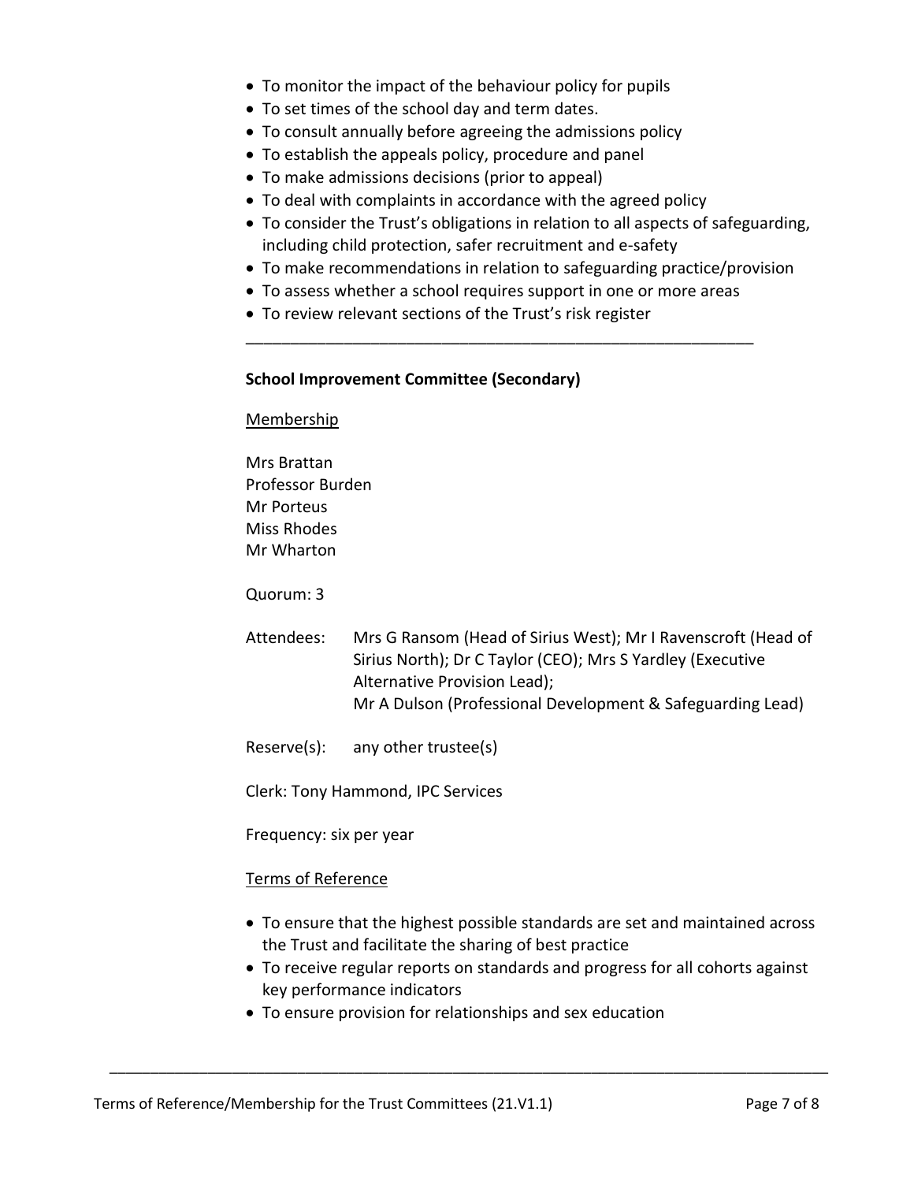- To monitor the impact of the behaviour policy for pupils
- To set times of the school day and term dates.
- To consult annually before agreeing the admissions policy
- To establish the appeals policy, procedure and panel
- To make admissions decisions (prior to appeal)
- To deal with complaints in accordance with the agreed policy
- To consider the Trust's obligations in relation to all aspects of safeguarding, including child protection, safer recruitment and e-safety
- To make recommendations in relation to safeguarding practice/provision
- To assess whether a school requires support in one or more areas
- To review relevant sections of the Trust's risk register

---

**School Improvement Committee (Secondary)**

Membership

Mrs Brattan
Professor Burden
Mr Porteus
Miss Rhodes
Mr Wharton

Quorum: 3

Attendees: Mrs G Ransom (Head of Sirius West); Mr I Ravenscroft (Head of Sirius North); Dr C Taylor (CEO); Mrs S Yardley (Executive Alternative Provision Lead);
Mr A Dulson (Professional Development & Safeguarding Lead)

Reserve(s): any other trustee(s)

Clerk: Tony Hammond, IPC Services

Frequency: six per year

Terms of Reference

- To ensure that the highest possible standards are set and maintained across the Trust and facilitate the sharing of best practice
- To receive regular reports on standards and progress for all cohorts against key performance indicators
- To ensure provision for relationships and sex education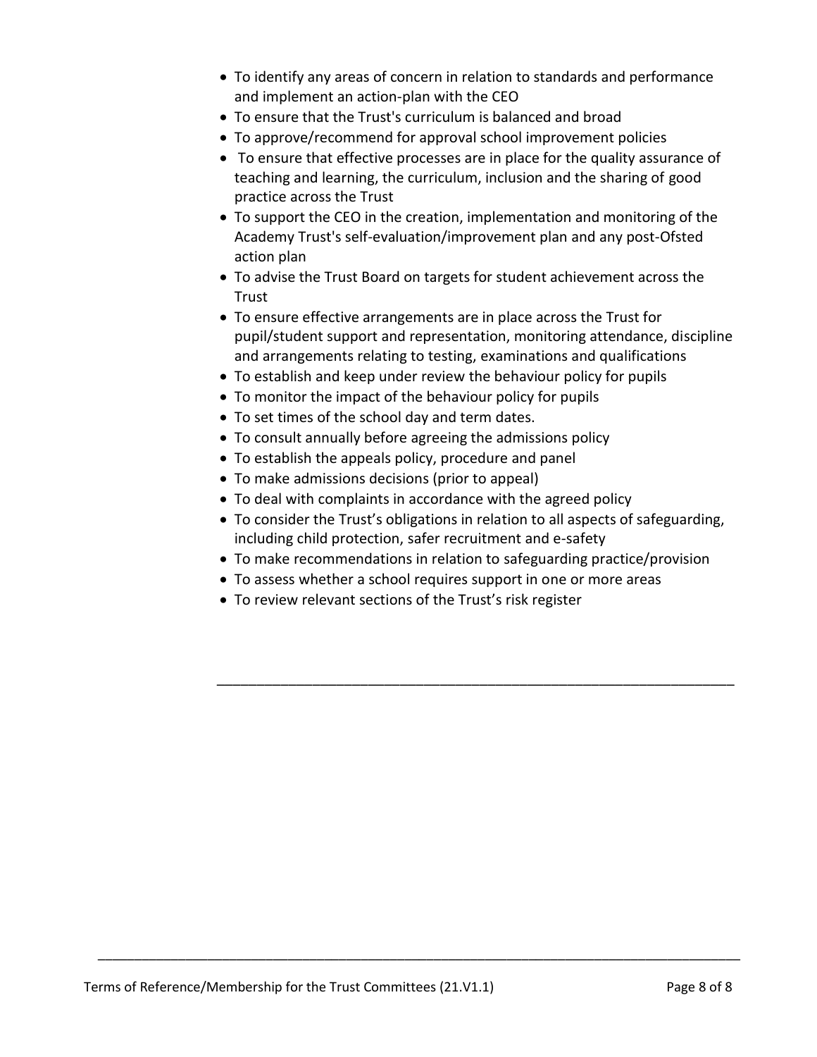- To identify any areas of concern in relation to standards and performance and implement an action-plan with the CEO
- To ensure that the Trust's curriculum is balanced and broad
- To approve/recommend for approval school improvement policies
- To ensure that effective processes are in place for the quality assurance of teaching and learning, the curriculum, inclusion and the sharing of good practice across the Trust
- To support the CEO in the creation, implementation and monitoring of the Academy Trust's self-evaluation/improvement plan and any post-Ofsted action plan
- To advise the Trust Board on targets for student achievement across the Trust
- To ensure effective arrangements are in place across the Trust for pupil/student support and representation, monitoring attendance, discipline and arrangements relating to testing, examinations and qualifications
- To establish and keep under review the behaviour policy for pupils
- To monitor the impact of the behaviour policy for pupils
- To set times of the school day and term dates.
- To consult annually before agreeing the admissions policy
- To establish the appeals policy, procedure and panel
- To make admissions decisions (prior to appeal)
- To deal with complaints in accordance with the agreed policy
- To consider the Trust's obligations in relation to all aspects of safeguarding, including child protection, safer recruitment and e-safety
- To make recommendations in relation to safeguarding practice/provision
- To assess whether a school requires support in one or more areas
- To review relevant sections of the Trust's risk register

---